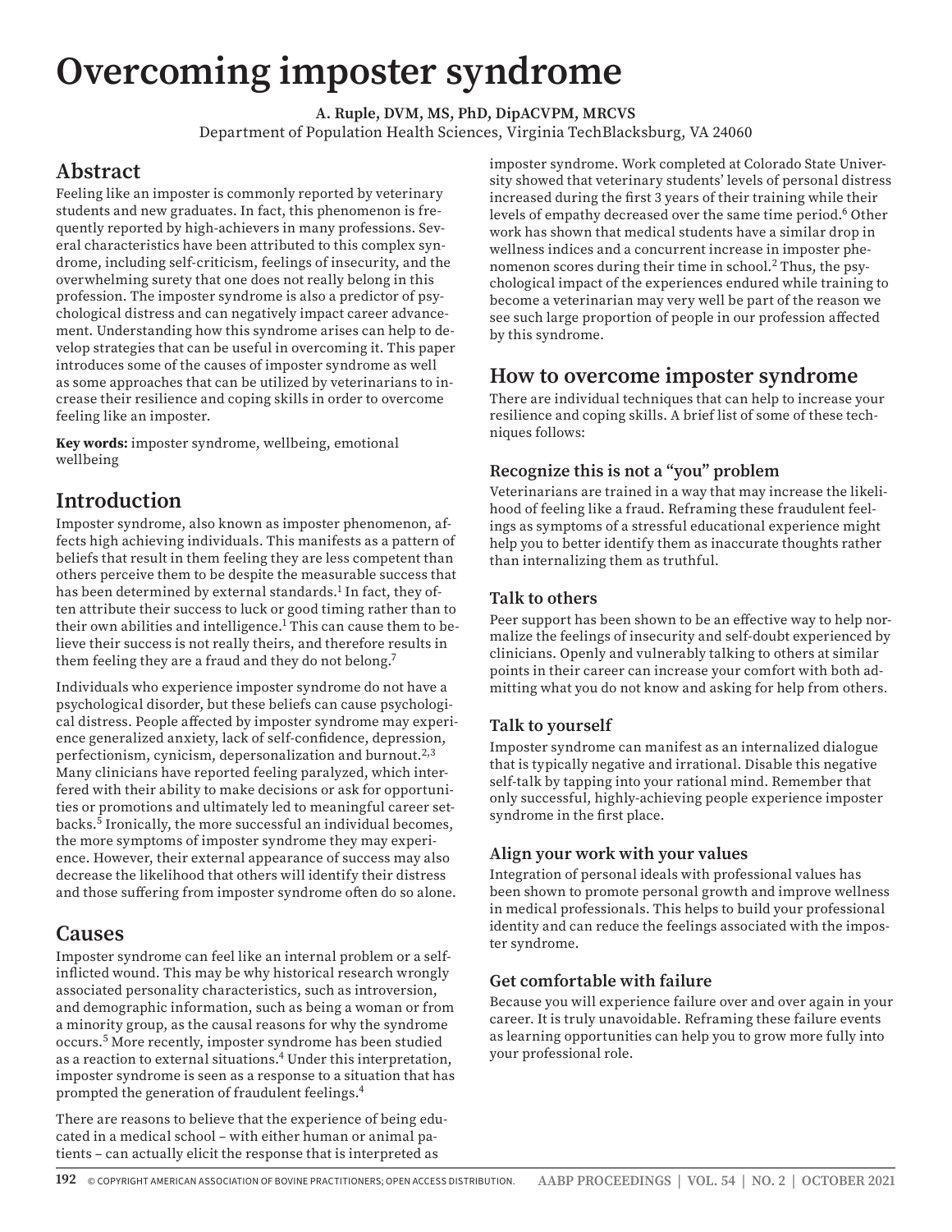# Overcoming imposter syndrome

**A. Ruple, DVM, MS, PhD, DipACVPM, MRCVS**

Department of Population Health Sciences, Virginia TechBlacksburg, VA 24060

## Abstract

Feeling like an imposter is commonly reported by veterinary students and new graduates. In fact, this phenomenon is frequently reported by high-achievers in many professions. Several characteristics have been attributed to this complex syndrome, including self-criticism, feelings of insecurity, and the overwhelming surety that one does not really belong in this profession. The imposter syndrome is also a predictor of psychological distress and can negatively impact career advancement. Understanding how this syndrome arises can help to develop strategies that can be useful in overcoming it. This paper introduces some of the causes of imposter syndrome as well as some approaches that can be utilized by veterinarians to increase their resilience and coping skills in order to overcome feeling like an imposter.

**Key words:** imposter syndrome, wellbeing, emotional wellbeing

## Introduction

Imposter syndrome, also known as imposter phenomenon, affects high achieving individuals. This manifests as a pattern of beliefs that result in them feeling they are less competent than others perceive them to be despite the measurable success that has been determined by external standards.[1] In fact, they often attribute their success to luck or good timing rather than to their own abilities and intelligence.[1] This can cause them to believe their success is not really theirs, and therefore results in them feeling they are a fraud and they do not belong.[7]

Individuals who experience imposter syndrome do not have a psychological disorder, but these beliefs can cause psychological distress. People affected by imposter syndrome may experience generalized anxiety, lack of self-confidence, depression, perfectionism, cynicism, depersonalization and burnout.[2,3] Many clinicians have reported feeling paralyzed, which interfered with their ability to make decisions or ask for opportunities or promotions and ultimately led to meaningful career setbacks.[5] Ironically, the more successful an individual becomes, the more symptoms of imposter syndrome they may experience. However, their external appearance of success may also decrease the likelihood that others will identify their distress and those suffering from imposter syndrome often do so alone.

## Causes

Imposter syndrome can feel like an internal problem or a self-inflicted wound. This may be why historical research wrongly associated personality characteristics, such as introversion, and demographic information, such as being a woman or from a minority group, as the causal reasons for why the syndrome occurs.[5] More recently, imposter syndrome has been studied as a reaction to external situations.[4] Under this interpretation, imposter syndrome is seen as a response to a situation that has prompted the generation of fraudulent feelings.[4]

There are reasons to believe that the experience of being educated in a medical school – with either human or animal patients – can actually elicit the response that is interpreted as imposter syndrome. Work completed at Colorado State University showed that veterinary students' levels of personal distress increased during the first 3 years of their training while their levels of empathy decreased over the same time period.[6] Other work has shown that medical students have a similar drop in wellness indices and a concurrent increase in imposter phenomenon scores during their time in school.[2] Thus, the psychological impact of the experiences endured while training to become a veterinarian may very well be part of the reason we see such large proportion of people in our profession affected by this syndrome.

## How to overcome imposter syndrome

There are individual techniques that can help to increase your resilience and coping skills. A brief list of some of these techniques follows:

### Recognize this is not a "you" problem

Veterinarians are trained in a way that may increase the likelihood of feeling like a fraud. Reframing these fraudulent feelings as symptoms of a stressful educational experience might help you to better identify them as inaccurate thoughts rather than internalizing them as truthful.

### Talk to others

Peer support has been shown to be an effective way to help normalize the feelings of insecurity and self-doubt experienced by clinicians. Openly and vulnerably talking to others at similar points in their career can increase your comfort with both admitting what you do not know and asking for help from others.

### Talk to yourself

Imposter syndrome can manifest as an internalized dialogue that is typically negative and irrational. Disable this negative self-talk by tapping into your rational mind. Remember that only successful, highly-achieving people experience imposter syndrome in the first place.

### Align your work with your values

Integration of personal ideals with professional values has been shown to promote personal growth and improve wellness in medical professionals. This helps to build your professional identity and can reduce the feelings associated with the imposter syndrome.

### Get comfortable with failure

Because you will experience failure over and over again in your career. It is truly unavoidable. Reframing these failure events as learning opportunities can help you to grow more fully into your professional role.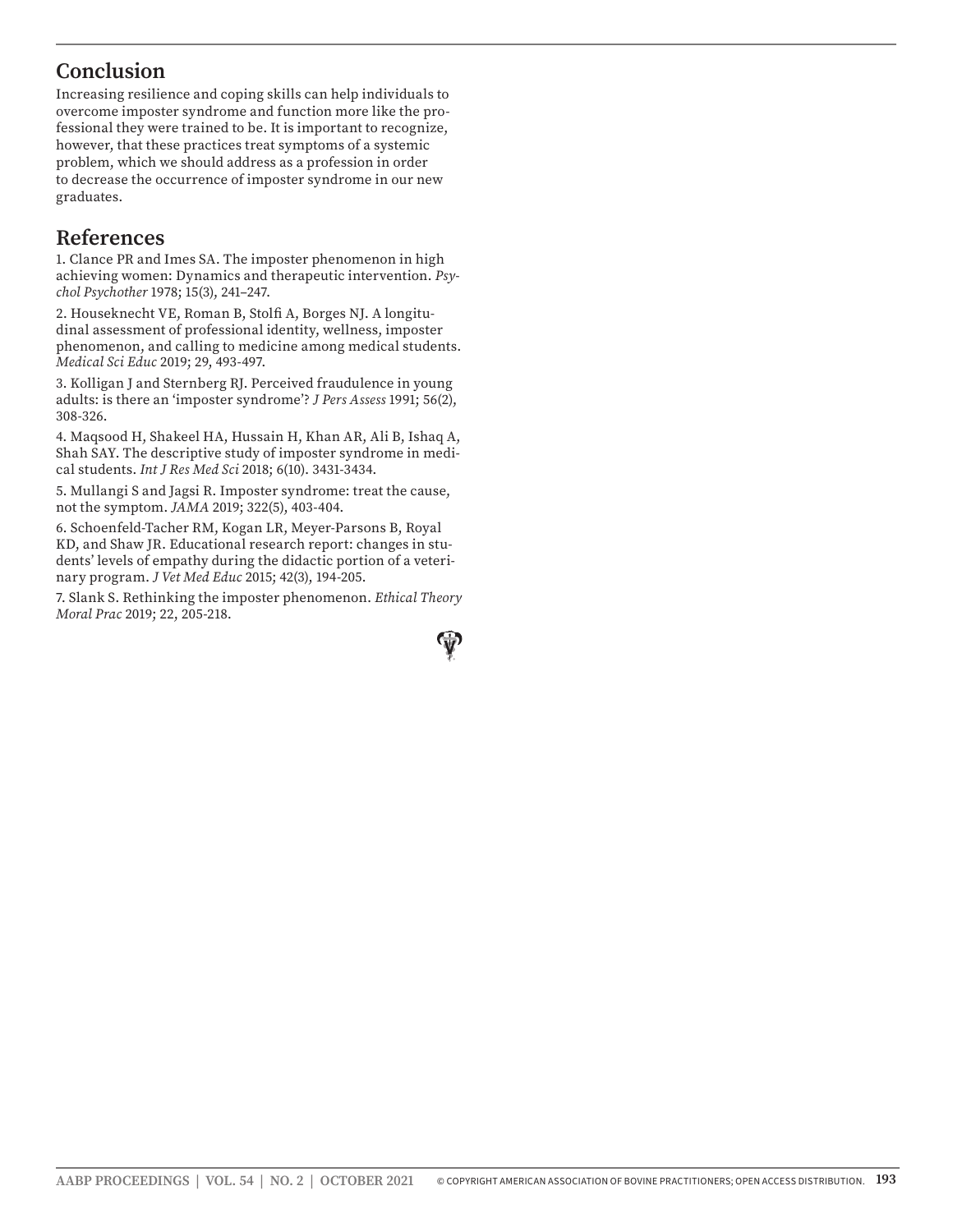## Conclusion

Increasing resilience and coping skills can help individuals to overcome imposter syndrome and function more like the professional they were trained to be. It is important to recognize, however, that these practices treat symptoms of a systemic problem, which we should address as a profession in order to decrease the occurrence of imposter syndrome in our new graduates.

## References

1. Clance PR and Imes SA. The imposter phenomenon in high achieving women: Dynamics and therapeutic intervention. *Psychol Psychother* 1978; 15(3), 241–247.

2. Houseknecht VE, Roman B, Stolfi A, Borges NJ. A longitudinal assessment of professional identity, wellness, imposter phenomenon, and calling to medicine among medical students. *Medical Sci Educ* 2019; 29, 493-497.

3. Kolligan J and Sternberg RJ. Perceived fraudulence in young adults: is there an 'imposter syndrome'? *J Pers Assess* 1991; 56(2), 308-326.

4. Maqsood H, Shakeel HA, Hussain H, Khan AR, Ali B, Ishaq A, Shah SAY. The descriptive study of imposter syndrome in medical students. *Int J Res Med Sci* 2018; 6(10). 3431-3434.

5. Mullangi S and Jagsi R. Imposter syndrome: treat the cause, not the symptom. *JAMA* 2019; 322(5), 403-404.

6. Schoenfeld-Tacher RM, Kogan LR, Meyer-Parsons B, Royal KD, and Shaw JR. Educational research report: changes in students' levels of empathy during the didactic portion of a veterinary program. *J Vet Med Educ* 2015; 42(3), 194-205.

7. Slank S. Rethinking the imposter phenomenon. *Ethical Theory Moral Prac* 2019; 22, 205-218.